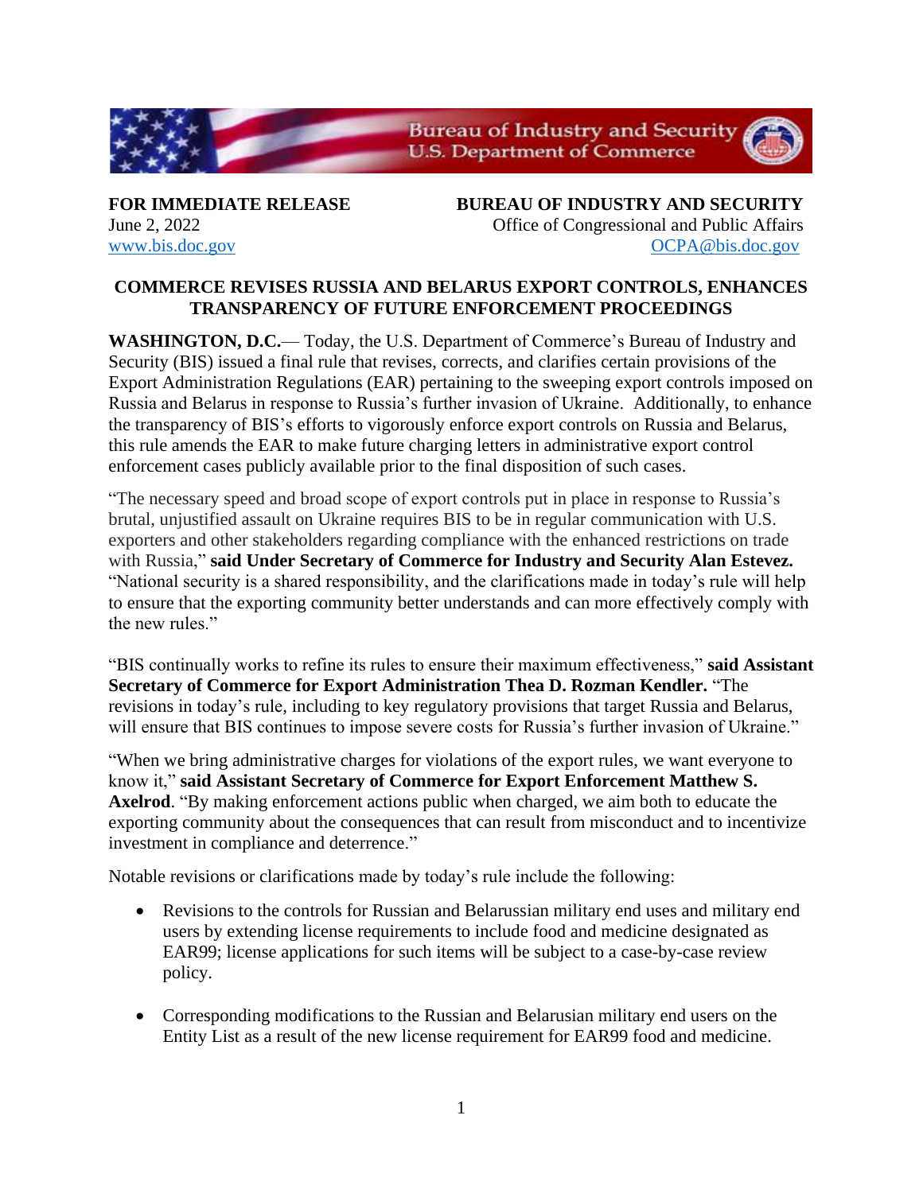**FOR IMMEDIATE RELEASE**
June 2, 2022
www.bis.doc.gov

**BUREAU OF INDUSTRY AND SECURITY**
Office of Congressional and Public Affairs
OCPA@bis.doc.gov

## COMMERCE REVISES RUSSIA AND BELARUS EXPORT CONTROLS, ENHANCES TRANSPARENCY OF FUTURE ENFORCEMENT PROCEEDINGS

**WASHINGTON, D.C.**— Today, the U.S. Department of Commerce's Bureau of Industry and Security (BIS) issued a final rule that revises, corrects, and clarifies certain provisions of the Export Administration Regulations (EAR) pertaining to the sweeping export controls imposed on Russia and Belarus in response to Russia's further invasion of Ukraine. Additionally, to enhance the transparency of BIS's efforts to vigorously enforce export controls on Russia and Belarus, this rule amends the EAR to make future charging letters in administrative export control enforcement cases publicly available prior to the final disposition of such cases.

"The necessary speed and broad scope of export controls put in place in response to Russia's brutal, unjustified assault on Ukraine requires BIS to be in regular communication with U.S. exporters and other stakeholders regarding compliance with the enhanced restrictions on trade with Russia," **said Under Secretary of Commerce for Industry and Security Alan Estevez.** "National security is a shared responsibility, and the clarifications made in today's rule will help to ensure that the exporting community better understands and can more effectively comply with the new rules."

"BIS continually works to refine its rules to ensure their maximum effectiveness," **said Assistant Secretary of Commerce for Export Administration Thea D. Rozman Kendler.** "The revisions in today's rule, including to key regulatory provisions that target Russia and Belarus, will ensure that BIS continues to impose severe costs for Russia's further invasion of Ukraine."

"When we bring administrative charges for violations of the export rules, we want everyone to know it," **said Assistant Secretary of Commerce for Export Enforcement Matthew S. Axelrod**. "By making enforcement actions public when charged, we aim both to educate the exporting community about the consequences that can result from misconduct and to incentivize investment in compliance and deterrence."

Notable revisions or clarifications made by today's rule include the following:

- Revisions to the controls for Russian and Belarussian military end uses and military end users by extending license requirements to include food and medicine designated as EAR99; license applications for such items will be subject to a case-by-case review policy.

- Corresponding modifications to the Russian and Belarusian military end users on the Entity List as a result of the new license requirement for EAR99 food and medicine.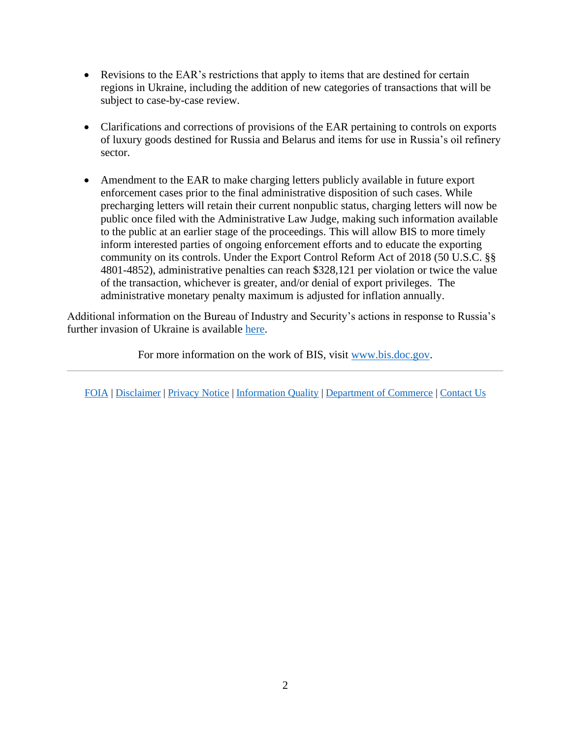- Revisions to the EAR's restrictions that apply to items that are destined for certain regions in Ukraine, including the addition of new categories of transactions that will be subject to case-by-case review.

- Clarifications and corrections of provisions of the EAR pertaining to controls on exports of luxury goods destined for Russia and Belarus and items for use in Russia's oil refinery sector.

- Amendment to the EAR to make charging letters publicly available in future export enforcement cases prior to the final administrative disposition of such cases. While precharging letters will retain their current nonpublic status, charging letters will now be public once filed with the Administrative Law Judge, making such information available to the public at an earlier stage of the proceedings. This will allow BIS to more timely inform interested parties of ongoing enforcement efforts and to educate the exporting community on its controls. Under the Export Control Reform Act of 2018 (50 U.S.C. §§ 4801-4852), administrative penalties can reach $328,121 per violation or twice the value of the transaction, whichever is greater, and/or denial of export privileges. The administrative monetary penalty maximum is adjusted for inflation annually.

Additional information on the Bureau of Industry and Security's actions in response to Russia's further invasion of Ukraine is available [here](here).

For more information on the work of BIS, visit [www.bis.doc.gov](www.bis.doc.gov).

---

[FOIA](FOIA) | [Disclaimer](Disclaimer) | [Privacy Notice](Privacy Notice) | [Information Quality](Information Quality) | [Department of Commerce](Department of Commerce) | [Contact Us](Contact Us)